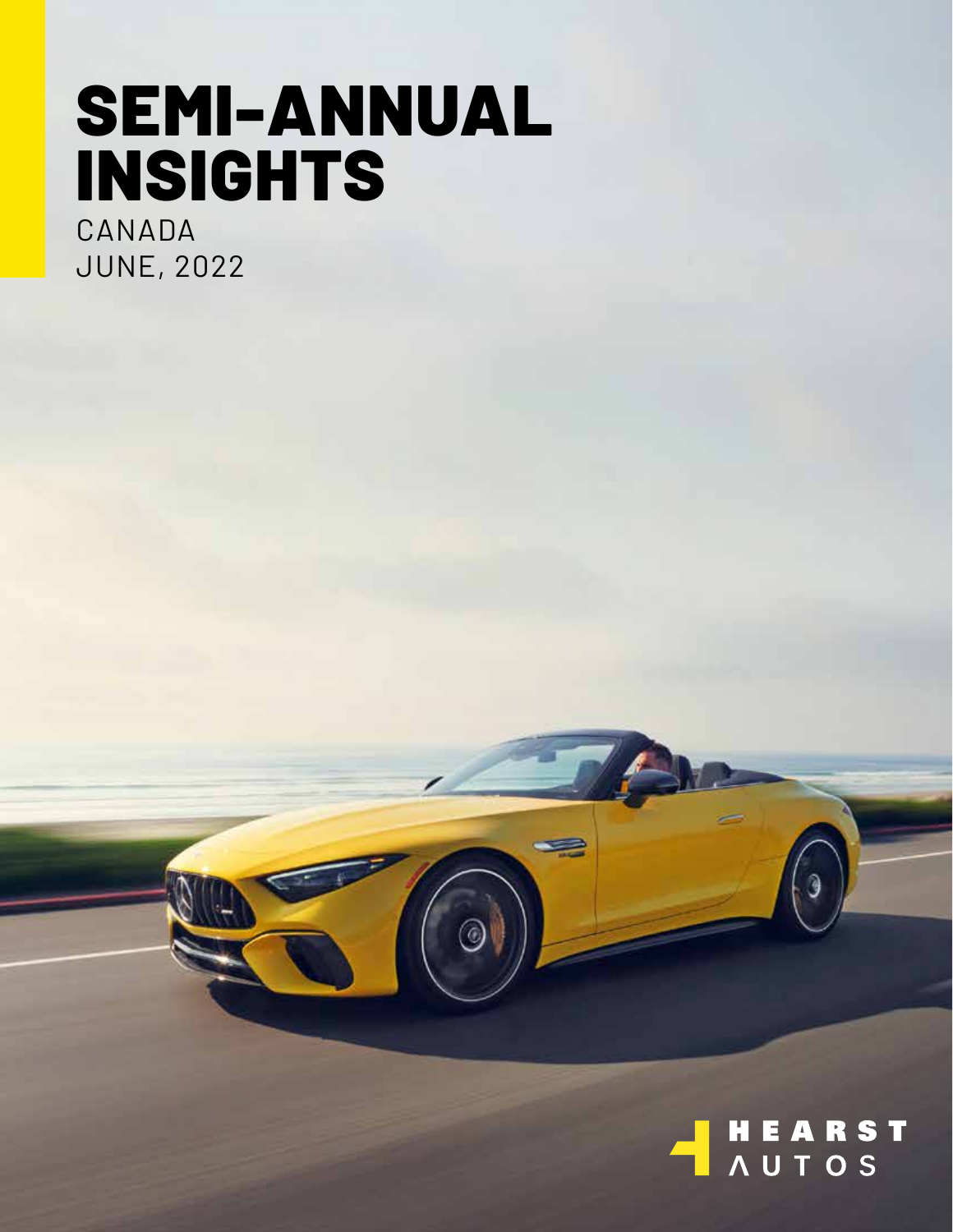# SEMI-ANNUAL INSIGHTS

CANADA

JUNE, 2022

HEARST AUTOS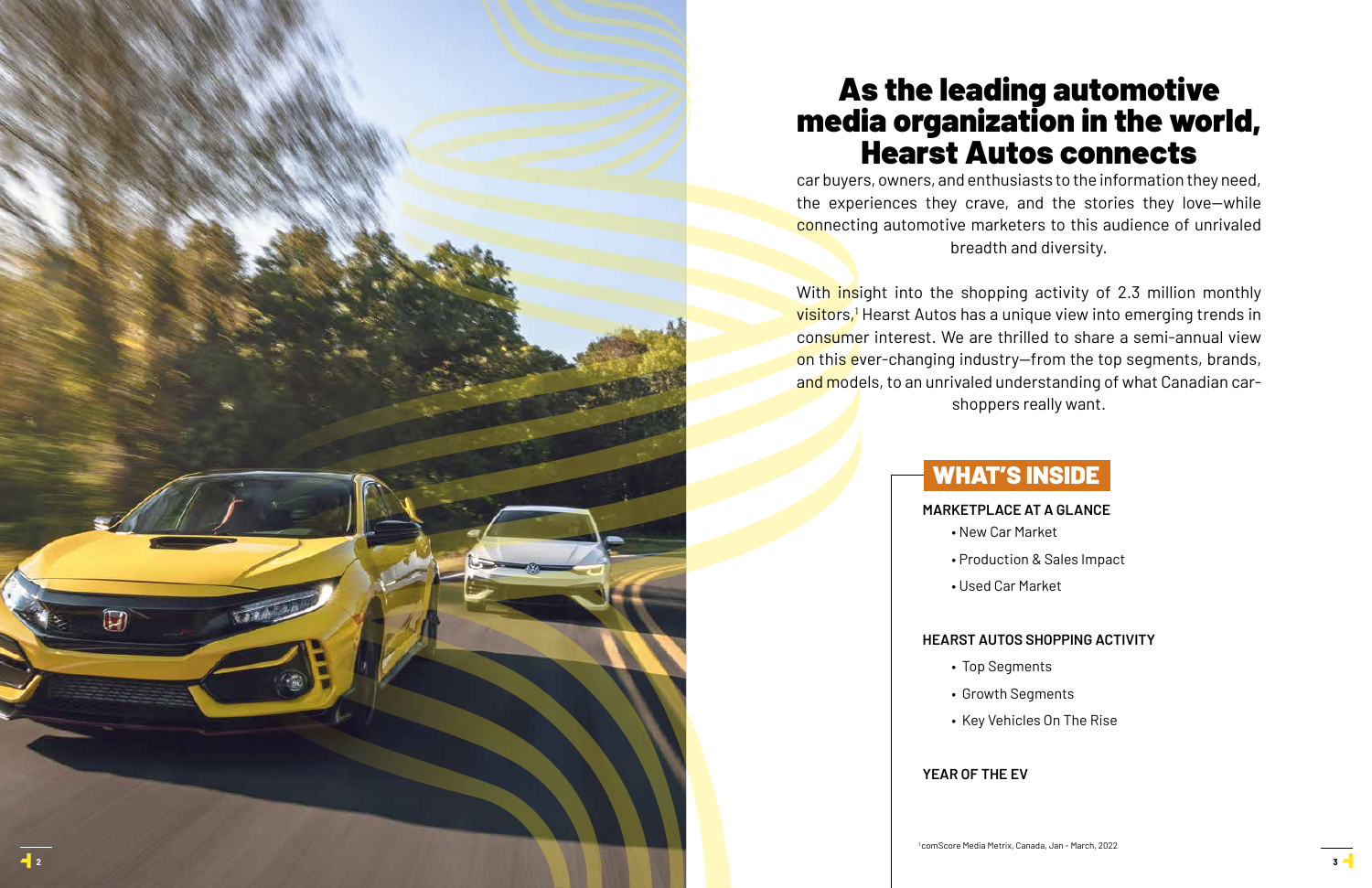# As the leading automotive media organization in the world, Hearst Autos connects

car buyers, owners, and enthusiasts to the information they need, the experiences they crave, and the stories they love—while connecting automotive marketers to this audience of unrivaled breadth and diversity.

With insight into the shopping activity of 2.3 million monthly visitors,[1] Hearst Autos has a unique view into emerging trends in consumer interest. We are thrilled to share a semi-annual view on this ever-changing industry—from the top segments, brands, and models, to an unrivaled understanding of what Canadian car-shoppers really want.

## WHAT'S INSIDE

**MARKETPLACE AT A GLANCE**

- New Car Market
- Production & Sales Impact
- Used Car Market

**HEARST AUTOS SHOPPING ACTIVITY**

- Top Segments
- Growth Segments
- Key Vehicles On The Rise

**YEAR OF THE EV**

[1] comScore Media Metrix, Canada, Jan - March, 2022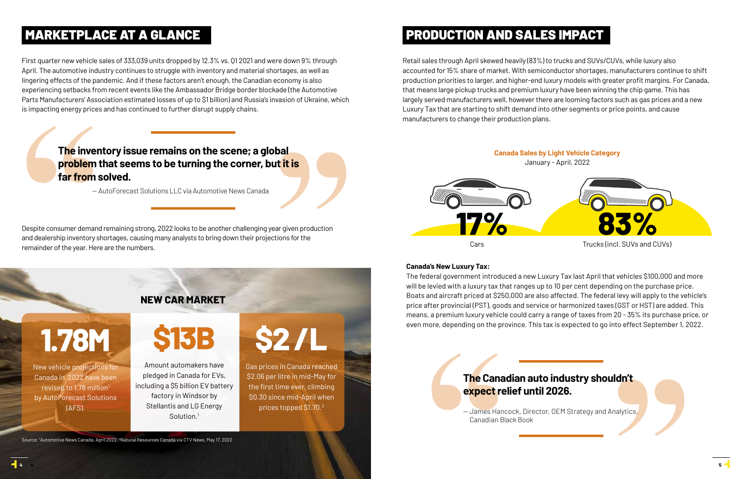## MARKETPLACE AT A GLANCE

First quarter new vehicle sales of 333,039 units dropped by 12.3% vs. Q1 2021 and were down 9% through April. The automotive industry continues to struggle with inventory and material shortages, as well as lingering effects of the pandemic. And if these factors aren't enough, the Canadian economy is also experiencing setbacks from recent events like the Ambassador Bridge border blockade (the Automotive Parts Manufacturers' Association estimated losses of up to $1 billion) and Russia's invasion of Ukraine, which is impacting energy prices and has continued to further disrupt supply chains.

> **The inventory issue remains on the scene; a global problem that seems to be turning the corner, but it is far from solved.**
>
> — AutoForecast Solutions LLC via Automotive News Canada

Despite consumer demand remaining strong, 2022 looks to be another challenging year given production and dealership inventory shortages, causing many analysts to bring down their projections for the remainder of the year. Here are the numbers.

### NEW CAR MARKET

**1.78M**

New vehicle projections for Canada in 2022 have been revised to 1.78 million[1] by AutoForecast Solutions (AFS).

**$13B**

Amount automakers have pledged in Canada for EVs, including a $5 billion EV battery factory in Windsor by Stellantis and LG Energy Solution.[1]

**$2 / L**

Gas prices in Canada reached $2.06 per litre in mid-May for the first time ever, climbing $0.30 since mid-April when prices topped $1.70.[2]

Source: [1]Automotive News Canada, April 2022, [2]Natural Resources Canada via CTV News, May 17, 2022

## PRODUCTION AND SALES IMPACT

Retail sales through April skewed heavily (83%) to trucks and SUVs/CUVs, while luxury also accounted for 15% share of market. With semiconductor shortages, manufacturers continue to shift production priorities to larger, and higher-end luxury models with greater profit margins. For Canada, that means large pickup trucks and premium luxury have been winning the chip game. This has largely served manufacturers well, however there are looming factors such as gas prices and a new Luxury Tax that are starting to shift demand into other segments or price points, and cause manufacturers to change their production plans.

**Canada Sales by Light Vehicle Category**
January - April, 2022

| Category | Share |
|---|---|
| Cars | 17% |
| Trucks (incl. SUVs and CUVs) | 83% |

**Canada's New Luxury Tax:**
The federal government introduced a new Luxury Tax last April that vehicles $100,000 and more will be levied with a luxury tax that ranges up to 10 per cent depending on the purchase price. Boats and aircraft priced at $250,000 are also affected. The federal levy will apply to the vehicle's price after provincial (PST), goods and service or harmonized taxes (GST or HST) are added. This means, a premium luxury vehicle could carry a range of taxes from 20 - 35% its purchase price, or even more, depending on the province. This tax is expected to go into effect September 1, 2022.

> **The Canadian auto industry shouldn't expect relief until 2026.**
>
> — James Hancock, Director, OEM Strategy and Analytics, Canadian Black Book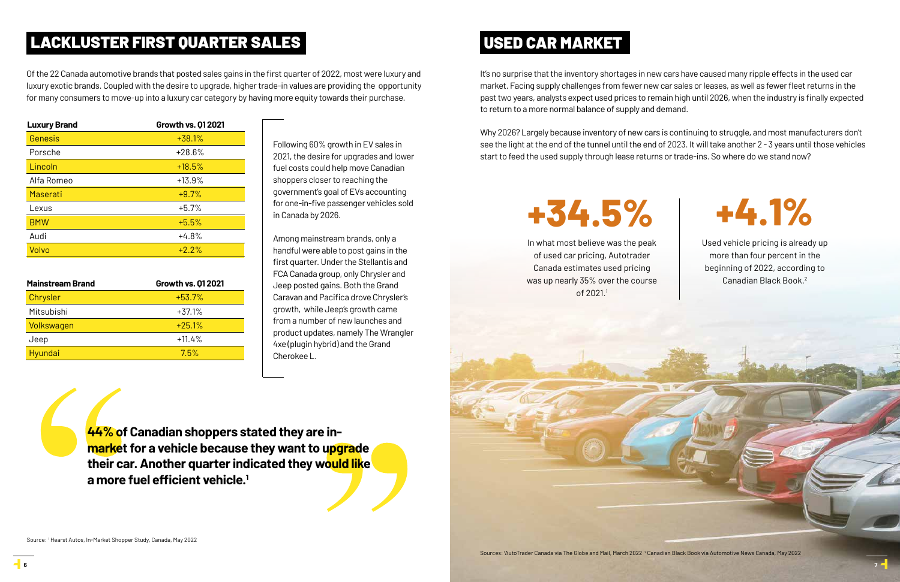## LACKLUSTER FIRST QUARTER SALES

Of the 22 Canada automotive brands that posted sales gains in the first quarter of 2022, most were luxury and luxury exotic brands. Coupled with the desire to upgrade, higher trade-in values are providing the opportunity for many consumers to move-up into a luxury car category by having more equity towards their purchase.

| Luxury Brand | Growth vs. Q1 2021 |
|---|---|
| Genesis | +38.1% |
| Porsche | +28.6% |
| Lincoln | +18.5% |
| Alfa Romeo | +13.9% |
| Maserati | +9.7% |
| Lexus | +5.7% |
| BMW | +5.5% |
| Audi | +4.8% |
| Volvo | +2.2% |

| Mainstream Brand | Growth vs. Q1 2021 |
|---|---|
| Chrysler | +53.7% |
| Mitsubishi | +37.1% |
| Volkswagen | +25.1% |
| Jeep | +11.4% |
| Hyundai | 7.5% |

Following 60% growth in EV sales in 2021, the desire for upgrades and lower fuel costs could help move Canadian shoppers closer to reaching the government's goal of EVs accounting for one-in-five passenger vehicles sold in Canada by 2026.

Among mainstream brands, only a handful were able to post gains in the first quarter. Under the Stellantis and FCA Canada group, only Chrysler and Jeep posted gains. Both the Grand Caravan and Pacifica drove Chrysler's growth, while Jeep's growth came from a number of new launches and product updates, namely The Wrangler 4xe (plugin hybrid) and the Grand Cherokee L.

> **44% of Canadian shoppers stated they are in-market for a vehicle because they want to upgrade their car. Another quarter indicated they would like a more fuel efficient vehicle.[1]**

Source: [1] Hearst Autos, In-Market Shopper Study, Canada, May 2022

## USED CAR MARKET

It's no surprise that the inventory shortages in new cars have caused many ripple effects in the used car market. Facing supply challenges from fewer new car sales or leases, as well as fewer fleet returns in the past two years, analysts expect used prices to remain high until 2026, when the industry is finally expected to return to a more normal balance of supply and demand.

Why 2026? Largely because inventory of new cars is continuing to struggle, and most manufacturers don't see the light at the end of the tunnel until the end of 2023. It will take another 2 - 3 years until those vehicles start to feed the used supply through lease returns or trade-ins. So where do we stand now?

**+34.5%**

In what most believe was the peak of used car pricing, Autotrader Canada estimates used pricing was up nearly 35% over the course of 2021.[1]

**+4.1%**

Used vehicle pricing is already up more than four percent in the beginning of 2022, according to Canadian Black Book.[2]

Sources: [1] AutoTrader Canada via The Globe and Mail, March 2022 [2] Canadian Black Book via Automotive News Canada, May 2022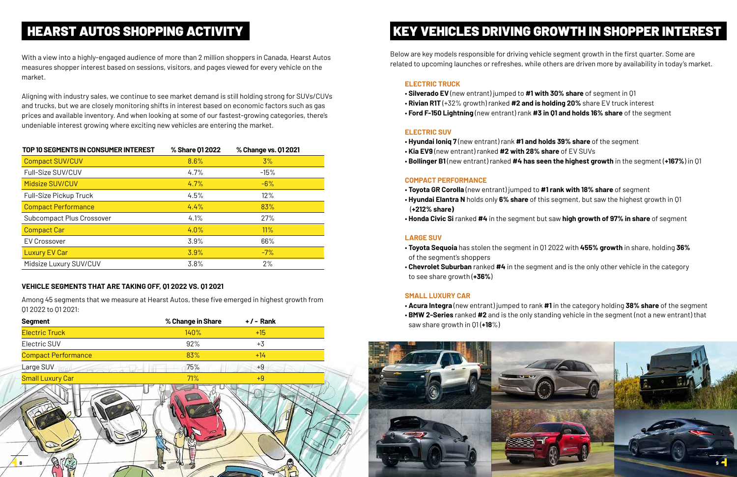## HEARST AUTOS SHOPPING ACTIVITY

With a view into a highly-engaged audience of more than 2 million shoppers in Canada, Hearst Autos measures shopper interest based on sessions, visitors, and pages viewed for every vehicle on the market.

Aligning with industry sales, we continue to see market demand is still holding strong for SUVs/CUVs and trucks, but we are closely monitoring shifts in interest based on economic factors such as gas prices and available inventory. And when looking at some of our fastest-growing categories, there's undeniable interest growing where exciting new vehicles are entering the market.

| TOP 10 SEGMENTS IN CONSUMER INTEREST | % Share Q1 2022 | % Change vs. Q1 2021 |
|---|---|---|
| Compact SUV/CUV | 8.6% | 3% |
| Full-Size SUV/CUV | 4.7% | -15% |
| Midsize SUV/CUV | 4.7% | -6% |
| Full-Size Pickup Truck | 4.5% | 12% |
| Compact Performance | 4.4% | 83% |
| Subcompact Plus Crossover | 4.1% | 27% |
| Compact Car | 4.0% | 11% |
| EV Crossover | 3.9% | 66% |
| Luxury EV Car | 3.9% | -7% |
| Midsize Luxury SUV/CUV | 3.8% | 2% |

### VEHICLE SEGMENTS THAT ARE TAKING OFF, Q1 2022 VS. Q1 2021

Among 45 segments that we measure at Hearst Autos, these five emerged in highest growth from Q1 2022 to Q1 2021:

| Segment | % Change in Share | + / - Rank |
|---|---|---|
| Electric Truck | 140% | +15 |
| Electric SUV | 92% | +3 |
| Compact Performance | 83% | +14 |
| Large SUV | 75% | +9 |
| Small Luxury Car | 71% | +9 |

## KEY VEHICLES DRIVING GROWTH IN SHOPPER INTEREST

Below are key models responsible for driving vehicle segment growth in the first quarter. Some are related to upcoming launches or refreshes, while others are driven more by availability in today's market.

### ELECTRIC TRUCK

- **Silverado EV** (new entrant) jumped to **#1 with 30% share** of segment in Q1
- **Rivian R1T** (+32% growth) ranked **#2 and is holding 20%** share EV truck interest
- **Ford F-150 Lightning** (new entrant) rank **#3 in Q1 and holds 16% share** of the segment

### ELECTRIC SUV

- **Hyundai Ioniq 7** (new entrant) rank **#1 and holds 39% share** of the segment
- **Kia EV9** (new entrant) ranked **#2 with 28% share** of EV SUVs
- **Bollinger B1** (new entrant) ranked **#4 has seen the highest growth** in the segment (**+167%**) in Q1

### COMPACT PERFORMANCE

- **Toyota GR Corolla** (new entrant) jumped to **#1 rank with 18% share** of segment
- **Hyundai Elantra N** holds only **6% share** of this segment, but saw the highest growth in Q1 (**+212% share)**
- **Honda Civic Si** ranked **#4** in the segment but saw **high growth of 97% in share** of segment

### LARGE SUV

- **Toyota Sequoia** has stolen the segment in Q1 2022 with **455% growth** in share, holding **36%** of the segment's shoppers
- **Chevrolet Suburban** ranked **#4** in the segment and is the only other vehicle in the category to see share growth (**+36%**)

### SMALL LUXURY CAR

- **Acura Integra** (new entrant) jumped to rank **#1** in the category holding **38% share** of the segment
- **BMW 2-Series** ranked **#2** and is the only standing vehicle in the segment (not a new entrant) that saw share growth in Q1 (**+18**%)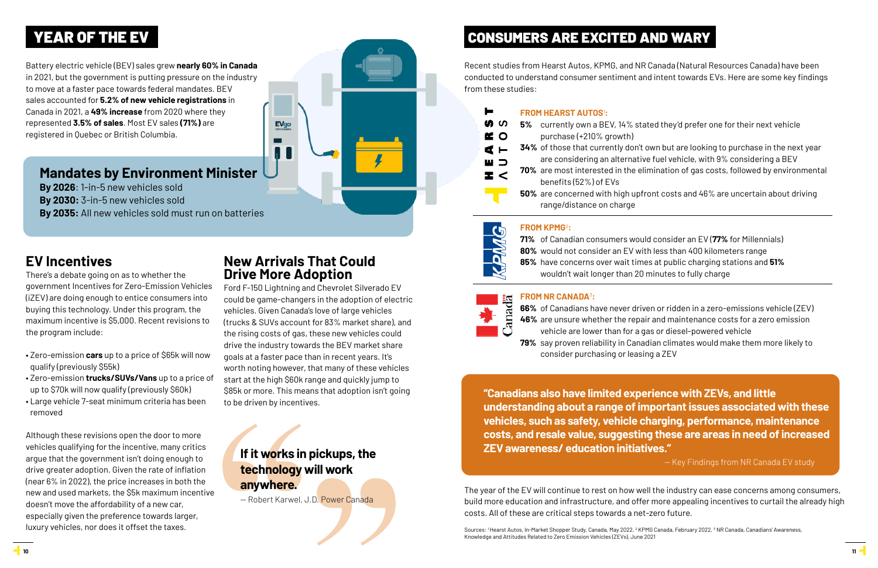## YEAR OF THE EV

Battery electric vehicle (BEV) sales grew **nearly 60% in Canada** in 2021, but the government is putting pressure on the industry to move at a faster pace towards federal mandates. BEV sales accounted for **5.2% of new vehicle registrations** in Canada in 2021, a **49% increase** from 2020 where they represented **3.5% of sales**. Most EV sales **(71%)** are registered in Quebec or British Columbia.

### Mandates by Environment Minister

**By 2026**: 1-in-5 new vehicles sold
**By 2030:** 3-in-5 new vehicles sold
**By 2035:** All new vehicles sold must run on batteries

### EV Incentives

There's a debate going on as to whether the government Incentives for Zero-Emission Vehicles (iZEV) are doing enough to entice consumers into buying this technology. Under this program, the maximum incentive is $5,000. Recent revisions to the program include:

- Zero-emission **cars** up to a price of $65k will now qualify (previously $55k)
- Zero-emission **trucks/SUVs/Vans** up to a price of up to $70k will now qualify (previously $60k)
- Large vehicle 7-seat minimum criteria has been removed

Although these revisions open the door to more vehicles qualifying for the incentive, many critics argue that the government isn't doing enough to drive greater adoption. Given the rate of inflation (near 6% in 2022), the price increases in both the new and used markets, the $5k maximum incentive doesn't move the affordability of a new car, especially given the preference towards larger, luxury vehicles, nor does it offset the taxes.

### New Arrivals That Could Drive More Adoption

Ford F-150 Lightning and Chevrolet Silverado EV could be game-changers in the adoption of electric vehicles. Given Canada's love of large vehicles (trucks & SUVs account for 83% market share), and the rising costs of gas, these new vehicles could drive the industry towards the BEV market share goals at a faster pace than in recent years. It's worth noting however, that many of these vehicles start at the high $60k range and quickly jump to $85k or more. This means that adoption isn't going to be driven by incentives.

> **If it works in pickups, the technology will work anywhere.**
>
> — Robert Karwel, J.D. Power Canada

## CONSUMERS ARE EXCITED AND WARY

Recent studies from Hearst Autos, KPMG, and NR Canada (Natural Resources Canada) have been conducted to understand consumer sentiment and intent towards EVs. Here are some key findings from these studies:

**FROM HEARST AUTOS[1]:**

- **5%** currently own a BEV, 14% stated they'd prefer one for their next vehicle purchase (+210% growth)
- **34%** of those that currently don't own but are looking to purchase in the next year are considering an alternative fuel vehicle, with 9% considering a BEV
- **70%** are most interested in the elimination of gas costs, followed by environmental benefits (52%) of EVs
- **50%** are concerned with high upfront costs and 46% are uncertain about driving range/distance on charge

**FROM KPMG[2]:**

- **71%** of Canadian consumers would consider an EV (**77%** for Millennials)
- **80%** would not consider an EV with less than 400 kilometers range
- **85%** have concerns over wait times at public charging stations and **51%** wouldn't wait longer than 20 minutes to fully charge

**FROM NR CANADA[3]:**

- **66%** of Canadians have never driven or ridden in a zero-emissions vehicle (ZEV)
- **46%** are unsure whether the repair and maintenance costs for a zero emission vehicle are lower than for a gas or diesel-powered vehicle
- **79%** say proven reliability in Canadian climates would make them more likely to consider purchasing or leasing a ZEV

> **"Canadians also have limited experience with ZEVs, and little understanding about a range of important issues associated with these vehicles, such as safety, vehicle charging, performance, maintenance costs, and resale value, suggesting these are areas in need of increased ZEV awareness/ education initiatives."**
>
> — Key Findings from NR Canada EV study

The year of the EV will continue to rest on how well the industry can ease concerns among consumers, build more education and infrastructure, and offer more appealing incentives to curtail the already high costs. All of these are critical steps towards a net-zero future.

Sources: [1]Hearst Autos, In-Market Shopper Study, Canada, May 2022, [2] KPMG Canada, February 2022, [3] NR Canada, Canadians' Awareness, Knowledge and Attitudes Related to Zero Emission Vehicles (ZEVs), June 2021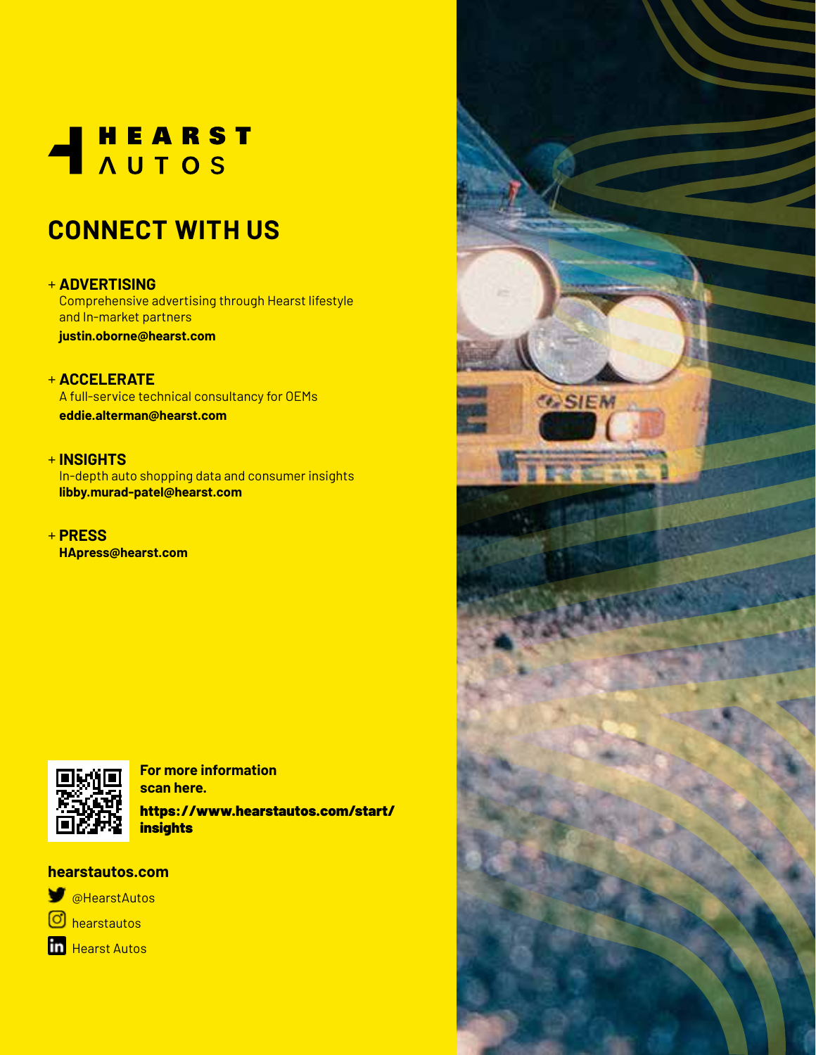HEARST AUTOS

# CONNECT WITH US

+ **ADVERTISING**
  Comprehensive advertising through Hearst lifestyle and In-market partners
  **justin.oborne@hearst.com**

+ **ACCELERATE**
  A full-service technical consultancy for OEMs
  **eddie.alterman@hearst.com**

+ **INSIGHTS**
  In-depth auto shopping data and consumer insights
  **libby.murad-patel@hearst.com**

+ **PRESS**
  **HApress@hearst.com**

**For more information scan here.**

**https://www.hearstautos.com/start/insights**

**hearstautos.com**

@HearstAutos

hearstautos

Hearst Autos